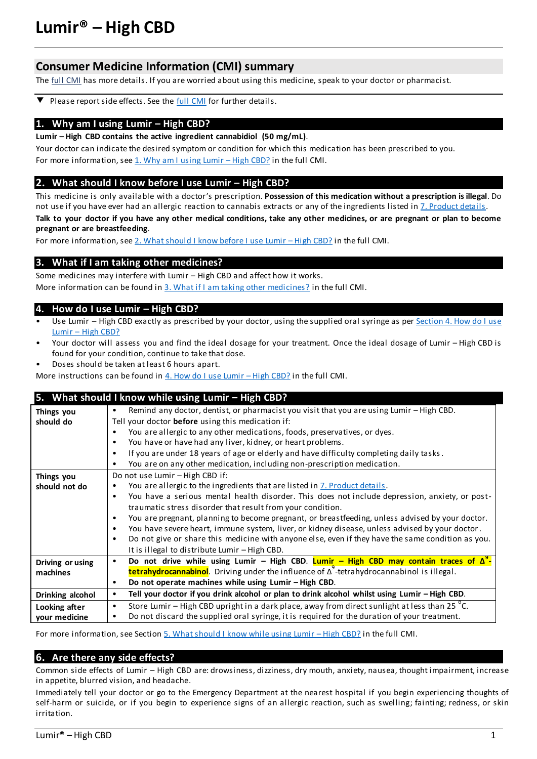# Lumir® – High CBD

## Consumer Medicine Information (CMI) summary

The full CMI has more details. If you are worried about using this medicine, speak to your doctor or pharmacist.

▼ Please report side effects. See the full CMI for further details.

## 1. Why am I using Lumir – High CBD?

**Lumir – High CBD contains the active ingredient cannabidiol (50 mg/mL)**.

Your doctor can indicate the desired symptom or condition for which this medication has been prescribed to you.

For more information, see 1. Why am I using Lumir – High CBD? in the full CMI.

## 2. What should I know before I use Lumir – High CBD?

This medicine is only available with a doctor's prescription. **Possession of this medication without a prescription is illegal**. Do not use if you have ever had an allergic reaction to cannabis extracts or any of the ingredients listed in 7. Product details.

**Talk to your doctor if you have any other medical conditions, take any other medicines, or are pregnant or plan to become pregnant or are breastfeeding**.

For more information, see 2. What should I know before I use Lumir – High CBD? in the full CMI.

## 3. What if I am taking other medicines?

Some medicines may interfere with Lumir – High CBD and affect how it works.

More information can be found in 3. What if I am taking other medicines? in the full CMI.

## 4. How do I use Lumir – High CBD?

- Use Lumir – High CBD exactly as prescribed by your doctor, using the supplied oral syringe as per Section 4. How do I use Lumir – High CBD?
- Your doctor will assess you and find the ideal dosage for your treatment. Once the ideal dosage of Lumir – High CBD is found for your condition, continue to take that dose.
- Doses should be taken at least 6 hours apart.

More instructions can be found in 4. How do I use Lumir – High CBD? in the full CMI.

## 5. What should I know while using Lumir – High CBD?

| | |
|---|---|
| **Things you should do** | • Remind any doctor, dentist, or pharmacist you visit that you are using Lumir – High CBD.<br>Tell your doctor **before** using this medication if:<br>• You are allergic to any other medications, foods, preservatives, or dyes.<br>• You have or have had any liver, kidney, or heart problems.<br>• If you are under 18 years of age or elderly and have difficulty completing daily tasks.<br>• You are on any other medication, including non-prescription medication. |
| **Things you should not do** | Do not use Lumir – High CBD if:<br>• You are allergic to the ingredients that are listed in 7. Product details.<br>• You have a serious mental health disorder. This does not include depression, anxiety, or post-traumatic stress disorder that result from your condition.<br>• You are pregnant, planning to become pregnant, or breastfeeding, unless advised by your doctor.<br>• You have severe heart, immune system, liver, or kidney disease, unless advised by your doctor.<br>• Do not give or share this medicine with anyone else, even if they have the same condition as you. It is illegal to distribute Lumir – High CBD. |
| **Driving or using machines** | • **Do not drive while using Lumir – High CBD. Lumir – High CBD may contain traces of $\Delta^9$-tetrahydrocannabinol**. Driving under the influence of $\Delta^9$-tetrahydrocannabinol is illegal.<br>• **Do not operate machines while using Lumir – High CBD**. |
| **Drinking alcohol** | • **Tell your doctor if you drink alcohol or plan to drink alcohol whilst using Lumir – High CBD.** |
| **Looking after your medicine** | • Store Lumir – High CBD upright in a dark place, away from direct sunlight at less than 25 °C.<br>• Do not discard the supplied oral syringe, it is required for the duration of your treatment. |

For more information, see Section 5. What should I know while using Lumir – High CBD? in the full CMI.

## 6. Are there any side effects?

Common side effects of Lumir – High CBD are: drowsiness, dizziness, dry mouth, anxiety, nausea, thought impairment, increase in appetite, blurred vision, and headache.

Immediately tell your doctor or go to the Emergency Department at the nearest hospital if you begin experiencing thoughts of self-harm or suicide, or if you begin to experience signs of an allergic reaction, such as swelling; fainting; redness, or skin irritation.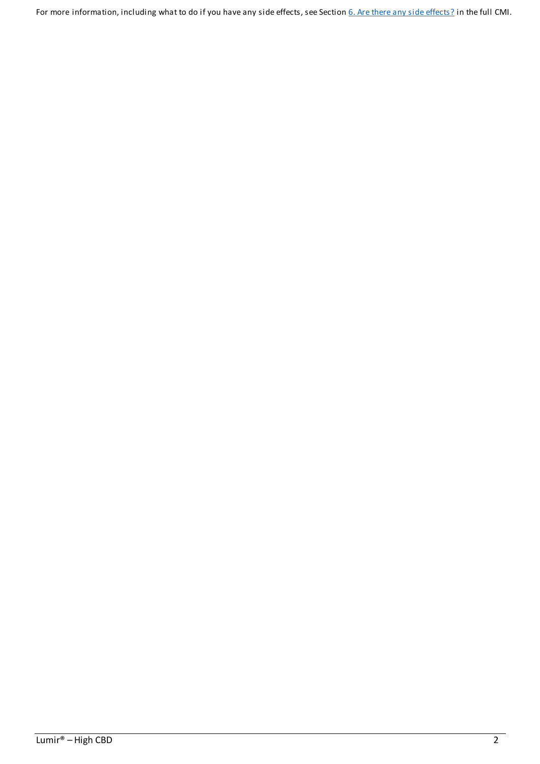For more information, including what to do if you have any side effects, see Section [6. Are there any side effects?](#) in the full CMI.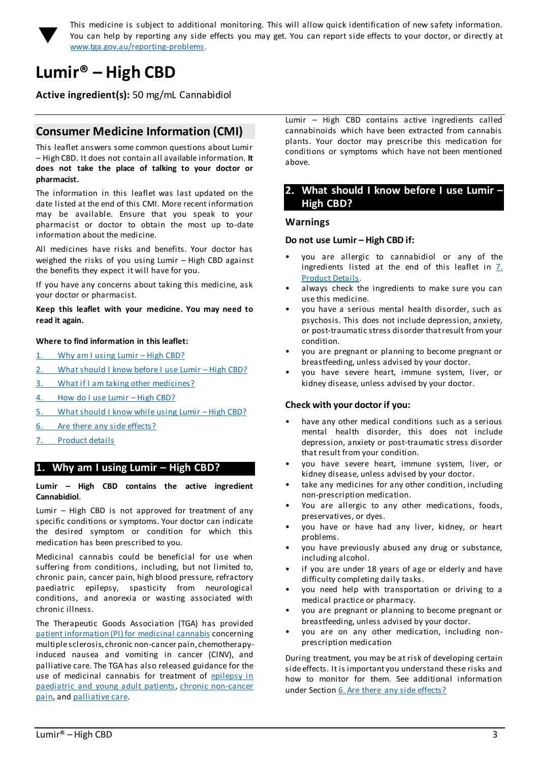▼ This medicine is subject to additional monitoring. This will allow quick identification of new safety information. You can help by reporting any side effects you may get. You can report side effects to your doctor, or directly at www.tga.gov.au/reporting-problems.

# Lumir® – High CBD

**Active ingredient(s):** 50 mg/mL Cannabidiol

## Consumer Medicine Information (CMI)

This leaflet answers some common questions about Lumir – High CBD. It does not contain all available information. **It does not take the place of talking to your doctor or pharmacist.**

The information in this leaflet was last updated on the date listed at the end of this CMI. More recent information may be available. Ensure that you speak to your pharmacist or doctor to obtain the most up to-date information about the medicine.

All medicines have risks and benefits. Your doctor has weighed the risks of you using Lumir – High CBD against the benefits they expect it will have for you.

If you have any concerns about taking this medicine, ask your doctor or pharmacist.

**Keep this leaflet with your medicine. You may need to read it again.**

**Where to find information in this leaflet:**

1. Why am I using Lumir – High CBD?
2. What should I know before I use Lumir – High CBD?
3. What if I am taking other medicines?
4. How do I use Lumir – High CBD?
5. What should I know while using Lumir – High CBD?
6. Are there any side effects?
7. Product details

## 1. Why am I using Lumir – High CBD?

**Lumir – High CBD contains the active ingredient Cannabidiol**.

Lumir – High CBD is not approved for treatment of any specific conditions or symptoms. Your doctor can indicate the desired symptom or condition for which this medication has been prescribed to you.

Medicinal cannabis could be beneficial for use when suffering from conditions, including, but not limited to, chronic pain, cancer pain, high blood pressure, refractory paediatric epilepsy, spasticity from neurological conditions, and anorexia or wasting associated with chronic illness.

The Therapeutic Goods Association (TGA) has provided patient information (PI) for medicinal cannabis concerning multiple sclerosis, chronic non-cancer pain, chemotherapy-induced nausea and vomiting in cancer (CINV), and palliative care. The TGA has also released guidance for the use of medicinal cannabis for treatment of epilepsy in paediatric and young adult patients, chronic non-cancer pain, and palliative care.

Lumir – High CBD contains active ingredients called cannabinoids which have been extracted from cannabis plants. Your doctor may prescribe this medication for conditions or symptoms which have not been mentioned above.

## 2. What should I know before I use Lumir – High CBD?

### Warnings

#### Do not use Lumir – High CBD if:

- you are allergic to cannabidiol or any of the ingredients listed at the end of this leaflet in 7. Product Details.
- always check the ingredients to make sure you can use this medicine.
- you have a serious mental health disorder, such as psychosis. This does not include depression, anxiety, or post-traumatic stress disorder that result from your condition.
- you are pregnant or planning to become pregnant or breastfeeding, unless advised by your doctor.
- you have severe heart, immune system, liver, or kidney disease, unless advised by your doctor.

#### Check with your doctor if you:

- have any other medical conditions such as a serious mental health disorder, this does not include depression, anxiety or post-traumatic stress disorder that result from your condition.
- you have severe heart, immune system, liver, or kidney disease, unless advised by your doctor.
- take any medicines for any other condition, including non-prescription medication.
- You are allergic to any other medications, foods, preservatives, or dyes.
- you have or have had any liver, kidney, or heart problems.
- you have previously abused any drug or substance, including alcohol.
- if you are under 18 years of age or elderly and have difficulty completing daily tasks.
- you need help with transportation or driving to a medical practice or pharmacy.
- you are pregnant or planning to become pregnant or breastfeeding, unless advised by your doctor.
- you are on any other medication, including non-prescription medication

During treatment, you may be at risk of developing certain side effects. It is important you understand these risks and how to monitor for them. See additional information under Section 6. Are there any side effects?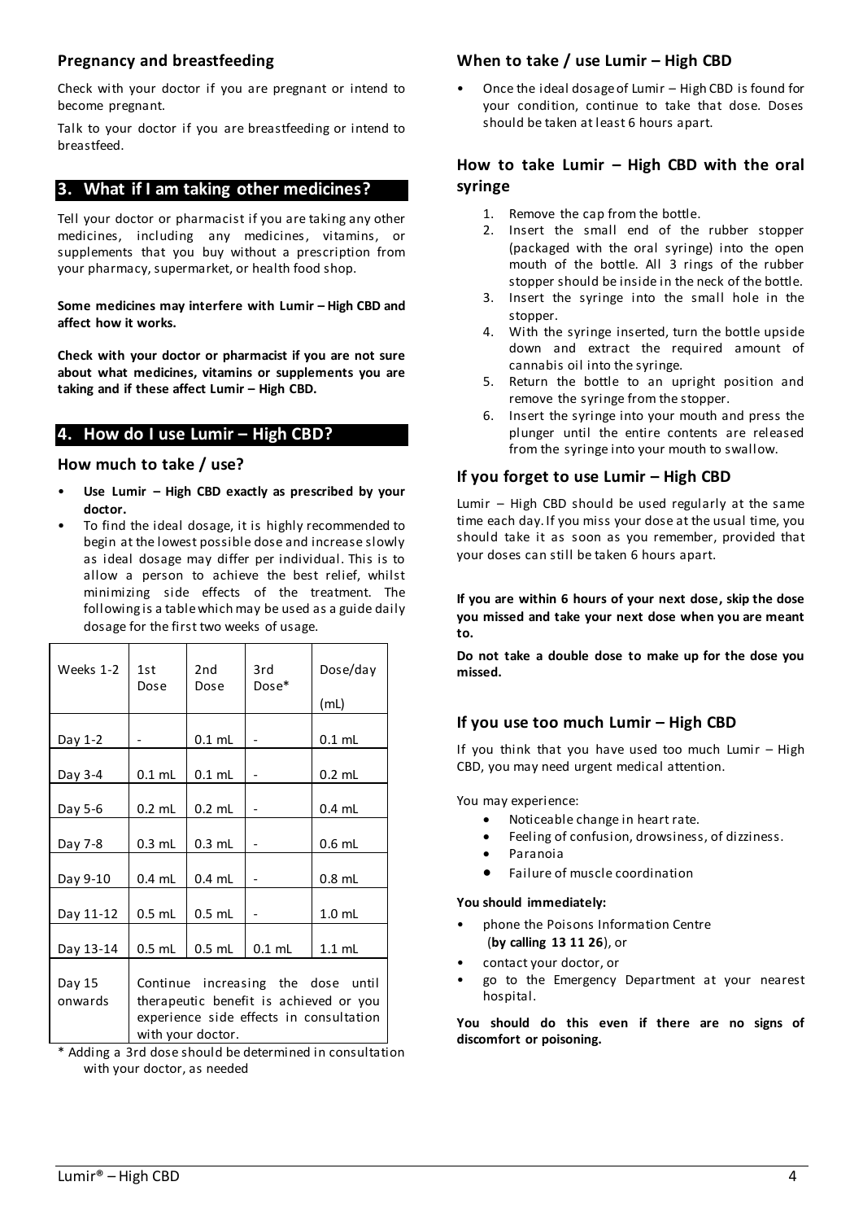## Pregnancy and breastfeeding

Check with your doctor if you are pregnant or intend to become pregnant.

Talk to your doctor if you are breastfeeding or intend to breastfeed.

## 3. What if I am taking other medicines?

Tell your doctor or pharmacist if you are taking any other medicines, including any medicines, vitamins, or supplements that you buy without a prescription from your pharmacy, supermarket, or health food shop.

**Some medicines may interfere with Lumir – High CBD and affect how it works.**

**Check with your doctor or pharmacist if you are not sure about what medicines, vitamins or supplements you are taking and if these affect Lumir – High CBD.**

## 4. How do I use Lumir – High CBD?

### How much to take / use?

- **Use Lumir – High CBD exactly as prescribed by your doctor.**
- To find the ideal dosage, it is highly recommended to begin at the lowest possible dose and increase slowly as ideal dosage may differ per individual. This is to allow a person to achieve the best relief, whilst minimizing side effects of the treatment. The following is a table which may be used as a guide daily dosage for the first two weeks of usage.

| Weeks 1-2 | 1st Dose | 2nd Dose | 3rd Dose* | Dose/day (mL) |
|---|---|---|---|---|
| Day 1-2 | - | 0.1 mL | - | 0.1 mL |
| Day 3-4 | 0.1 mL | 0.1 mL | - | 0.2 mL |
| Day 5-6 | 0.2 mL | 0.2 mL | - | 0.4 mL |
| Day 7-8 | 0.3 mL | 0.3 mL | - | 0.6 mL |
| Day 9-10 | 0.4 mL | 0.4 mL | - | 0.8 mL |
| Day 11-12 | 0.5 mL | 0.5 mL | - | 1.0 mL |
| Day 13-14 | 0.5 mL | 0.5 mL | 0.1 mL | 1.1 mL |
| Day 15 onwards | Continue increasing the dose until therapeutic benefit is achieved or you experience side effects in consultation with your doctor. | | | |

\* Adding a 3rd dose should be determined in consultation with your doctor, as needed

### When to take / use Lumir – High CBD

- Once the ideal dosage of Lumir – High CBD is found for your condition, continue to take that dose. Doses should be taken at least 6 hours apart.

### How to take Lumir – High CBD with the oral syringe

1. Remove the cap from the bottle.
2. Insert the small end of the rubber stopper (packaged with the oral syringe) into the open mouth of the bottle. All 3 rings of the rubber stopper should be inside in the neck of the bottle.
3. Insert the syringe into the small hole in the stopper.
4. With the syringe inserted, turn the bottle upside down and extract the required amount of cannabis oil into the syringe.
5. Return the bottle to an upright position and remove the syringe from the stopper.
6. Insert the syringe into your mouth and press the plunger until the entire contents are released from the syringe into your mouth to swallow.

### If you forget to use Lumir – High CBD

Lumir – High CBD should be used regularly at the same time each day. If you miss your dose at the usual time, you should take it as soon as you remember, provided that your doses can still be taken 6 hours apart.

**If you are within 6 hours of your next dose, skip the dose you missed and take your next dose when you are meant to.**

**Do not take a double dose to make up for the dose you missed.**

### If you use too much Lumir – High CBD

If you think that you have used too much Lumir – High CBD, you may need urgent medical attention.

You may experience:

- Noticeable change in heart rate.
- Feeling of confusion, drowsiness, of dizziness.
- Paranoia
- Failure of muscle coordination

**You should immediately:**

- phone the Poisons Information Centre (**by calling 13 11 26**), or
- contact your doctor, or
- go to the Emergency Department at your nearest hospital.

**You should do this even if there are no signs of discomfort or poisoning.**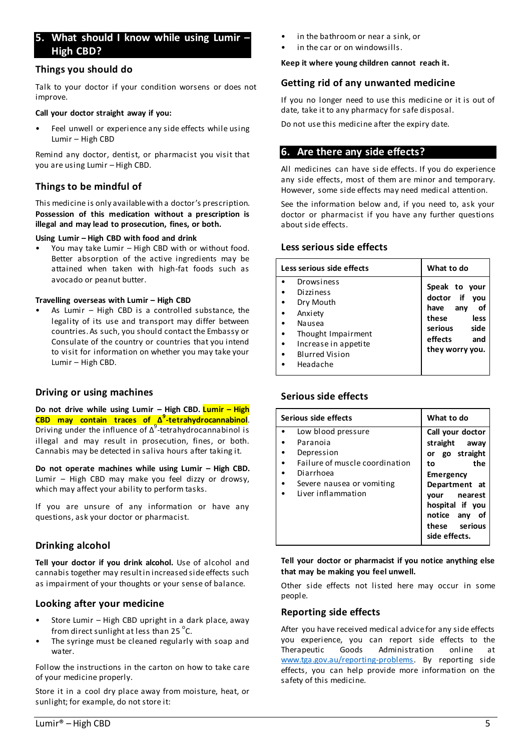## 5. What should I know while using Lumir – High CBD?

### Things you should do

Talk to your doctor if your condition worsens or does not improve.

**Call your doctor straight away if you:**

- Feel unwell or experience any side effects while using Lumir – High CBD

Remind any doctor, dentist, or pharmacist you visit that you are using Lumir – High CBD.

### Things to be mindful of

This medicine is only available with a doctor's prescription. **Possession of this medication without a prescription is illegal and may lead to prosecution, fines, or both.**

**Using Lumir – High CBD with food and drink**

- You may take Lumir – High CBD with or without food. Better absorption of the active ingredients may be attained when taken with high-fat foods such as avocado or peanut butter.

**Travelling overseas with Lumir – High CBD**

- As Lumir – High CBD is a controlled substance, the legality of its use and transport may differ between countries. As such, you should contact the Embassy or Consulate of the country or countries that you intend to visit for information on whether you may take your Lumir – High CBD.

### Driving or using machines

**Do not drive while using Lumir – High CBD. Lumir – High CBD may contain traces of $\Delta^9$-tetrahydrocannabinol.** Driving under the influence of $\Delta^9$-tetrahydrocannabinol is illegal and may result in prosecution, fines, or both. Cannabis may be detected in saliva hours after taking it.

**Do not operate machines while using Lumir – High CBD.** Lumir – High CBD may make you feel dizzy or drowsy, which may affect your ability to perform tasks.

If you are unsure of any information or have any questions, ask your doctor or pharmacist.

### Drinking alcohol

**Tell your doctor if you drink alcohol.** Use of alcohol and cannabis together may result in increased side effects such as impairment of your thoughts or your sense of balance.

### Looking after your medicine

- Store Lumir – High CBD upright in a dark place, away from direct sunlight at less than 25 °C.
- The syringe must be cleaned regularly with soap and water.

Follow the instructions in the carton on how to take care of your medicine properly.

Store it in a cool dry place away from moisture, heat, or sunlight; for example, do not store it:

- in the bathroom or near a sink, or
- in the car or on windowsills.

**Keep it where young children cannot reach it.**

### Getting rid of any unwanted medicine

If you no longer need to use this medicine or it is out of date, take it to any pharmacy for safe disposal.

Do not use this medicine after the expiry date.

## 6. Are there any side effects?

All medicines can have side effects. If you do experience any side effects, most of them are minor and temporary. However, some side effects may need medical attention.

See the information below and, if you need to, ask your doctor or pharmacist if you have any further questions about side effects.

### Less serious side effects

| Less serious side effects | What to do |
|---|---|
| • Drowsiness<br>• Dizziness<br>• Dry Mouth<br>• Anxiety<br>• Nausea<br>• Thought Impairment<br>• Increase in appetite<br>• Blurred Vision<br>• Headache | **Speak to your doctor if you have any of these less serious side effects and they worry you.** |

### Serious side effects

| Serious side effects | What to do |
|---|---|
| • Low blood pressure<br>• Paranoia<br>• Depression<br>• Failure of muscle coordination<br>• Diarrhoea<br>• Severe nausea or vomiting<br>• Liver inflammation | **Call your doctor straight away or go straight to the Emergency Department at your nearest hospital if you notice any of these serious side effects.** |

**Tell your doctor or pharmacist if you notice anything else that may be making you feel unwell.**

Other side effects not listed here may occur in some people.

### Reporting side effects

After you have received medical advice for any side effects you experience, you can report side effects to the Therapeutic Goods Administration online at www.tga.gov.au/reporting-problems. By reporting side effects, you can help provide more information on the safety of this medicine.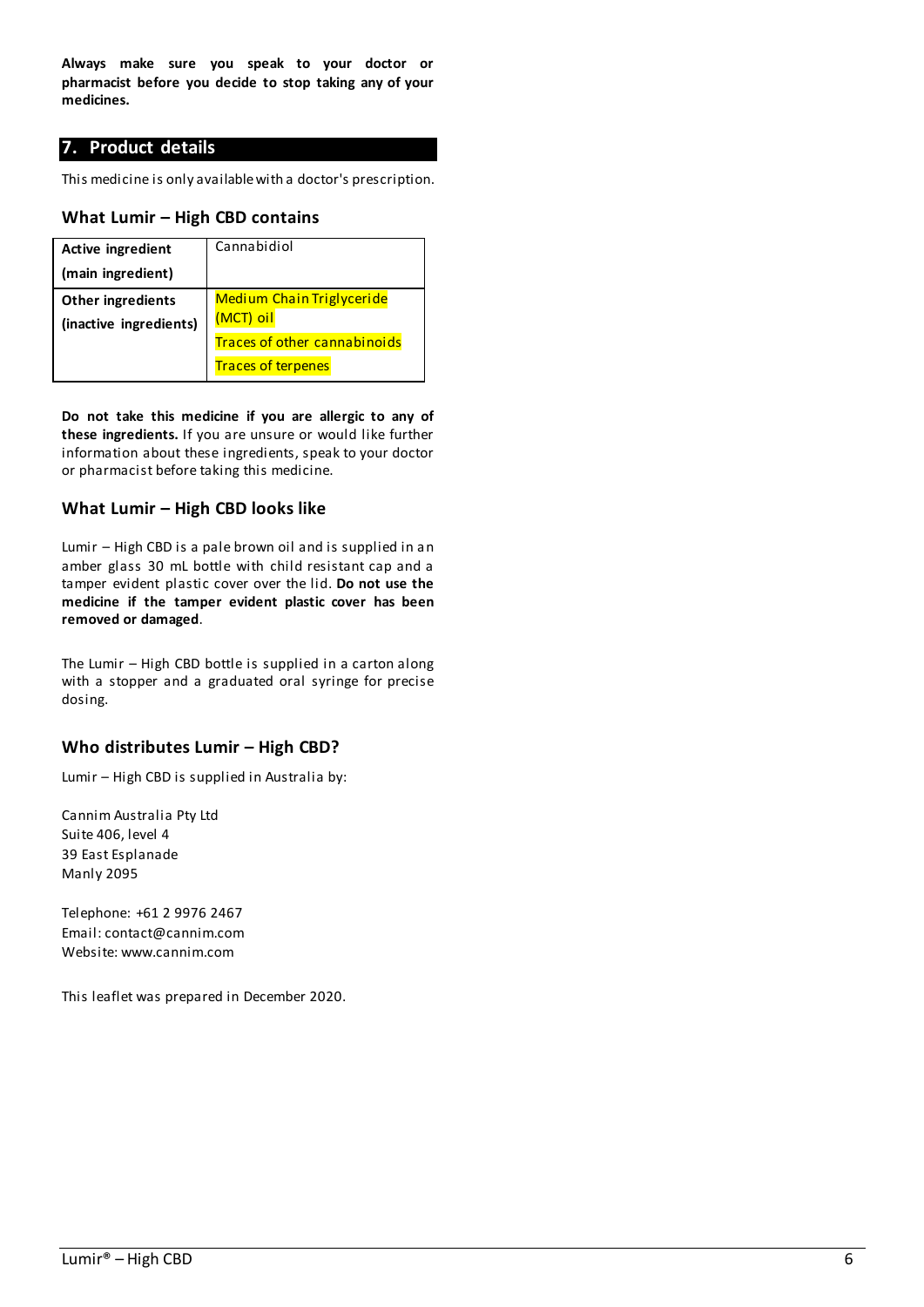**Always make sure you speak to your doctor or pharmacist before you decide to stop taking any of your medicines.**

## 7. Product details

This medicine is only available with a doctor's prescription.

### What Lumir – High CBD contains

| | |
|---|---|
| **Active ingredient (main ingredient)** | Cannabidiol |
| **Other ingredients (inactive ingredients)** | Medium Chain Triglyceride (MCT) oil<br>Traces of other cannabinoids<br>Traces of terpenes |

**Do not take this medicine if you are allergic to any of these ingredients.** If you are unsure or would like further information about these ingredients, speak to your doctor or pharmacist before taking this medicine.

### What Lumir – High CBD looks like

Lumir – High CBD is a pale brown oil and is supplied in an amber glass 30 mL bottle with child resistant cap and a tamper evident plastic cover over the lid. **Do not use the medicine if the tamper evident plastic cover has been removed or damaged**.

The Lumir – High CBD bottle is supplied in a carton along with a stopper and a graduated oral syringe for precise dosing.

### Who distributes Lumir – High CBD?

Lumir – High CBD is supplied in Australia by:

Cannim Australia Pty Ltd
Suite 406, level 4
39 East Esplanade
Manly 2095

Telephone: +61 2 9976 2467
Email: contact@cannim.com
Website: www.cannim.com

This leaflet was prepared in December 2020.